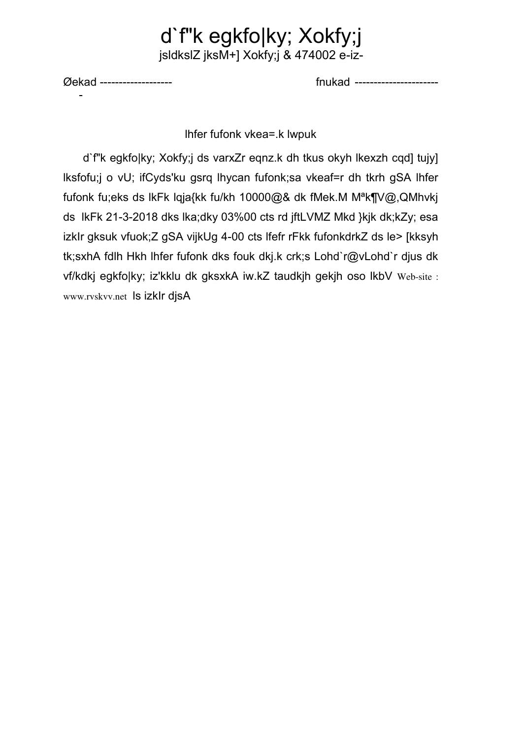# d`f"k egkfo|ky; Xokfy;j

jsldkslZ jksM+] Xokfy;j & 474002 e-iz-

Øekad -------------------- fnukad ----------------------

lhfer fufonk vkea=.k lwpuk

d`f"k egkfo|ky; Xokfy;j ds varxZr eqnz.k dh tkus okyh lkexzh cqd] tujy] lksfofu;j o vU; ifCyds'ku gsrq lhycan fufonk;sa vkeaf=r dh tkrh gSA lhfer fufonk fu;eks ds lkFk lqja{kk fu/kh 10000@& dk fMek.M MªkQV@,QMhvkj ds lkFk 21-3-2018 dks lka;dky 03%00 cts rd jftLVMZ Mkd }kjk dk;kZy; esa izkIr gksuk vfuok;Z gSA vijkUg 4-00 cts lfefr rFkk fufonkdrkZ ds le> [kksyh tk;sxhA fdlh Hkh lhfer fufonk dks fouk dkj.k crk;s Lohd`r@vLohd`r djus dk vf/kdkj egkfo|ky; iz'kklu dk gksxkA iw.kZ tkudkjh gekjh oso lkbV Web-site : www.rvskvv.net ls izkIr djsA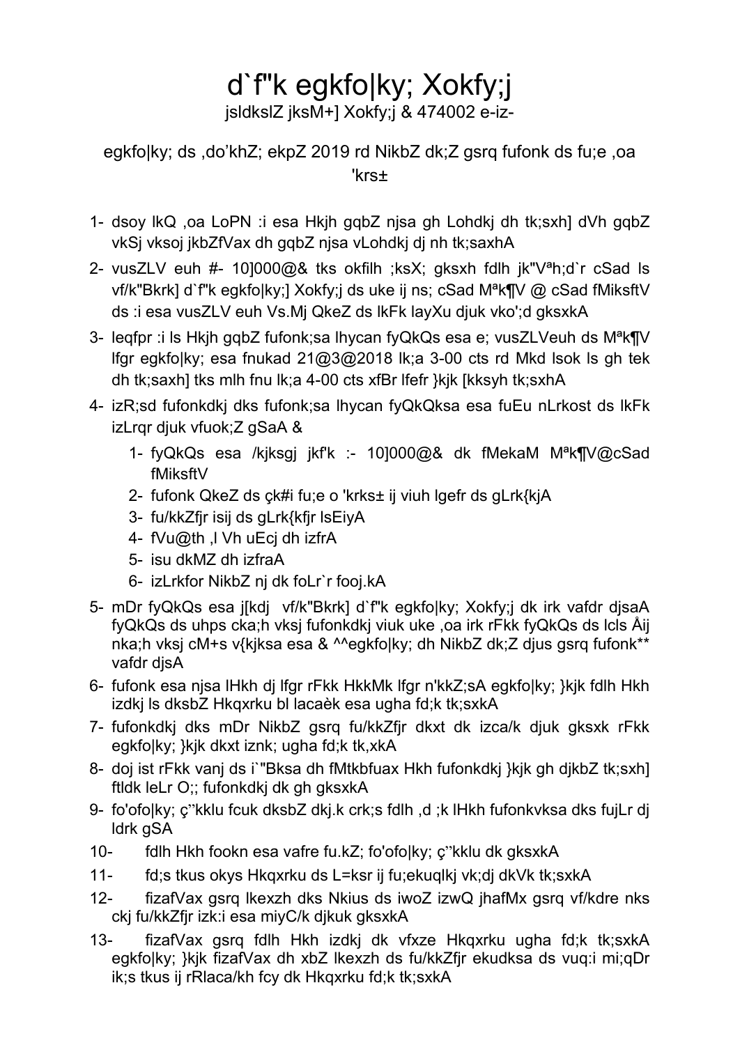# d`f"k egkfo|ky; Xokfy;j

jsldkslZ jksM+] Xokfy;j & 474002 e-iz-

egkfo|ky; ds ,do'khZ; ekpZ 2019 rd NikbZ dk;Z gsrq fufonk ds fu;e ,oa 'krs±

1- dsoy lkQ ,oa LoPN :i esa Hkjh gqbZ njsa gh Lohdkj dh tk;sxh] dVh gqbZ vkSj vksoj jkbZfVax dh gqbZ njsa vLohdkj dj nh tk;saxhA
2- vusZLV euh #- 10]000@& tks okfilh ;ksX; gksxh fdlh jk"Vªh;d`r cSad ls vf/k"Bkrk] d`f"k egkfo|ky;] Xokfy;j ds uke ij ns; cSad Mªk¶V @ cSad fMikssftV ds :i esa vusZLV euh Vs.Mj QkeZ ds lkFk layXu djuk vko';d gksxkA
3- leqfpr :i ls Hkjh gqbZ fufonk;sa lhycan fyQkQs esa e; vusZLVeuh ds Mªk¶V lfgr egkfo|ky; esa fnukad 21@3@2018 lk;a 3-00 cts rd Mkd lsok ls gh tek dh tk;saxh] tks mlh fnu lk;a 4-00 cts xfBr lfefr }kjk [kksyh tk;sxhA
4- izR;sd fufonkdkj dks fufonk;sa lhycan fyQkQksa esa fuEu nLrkostksa ds lkFk izLrqr djuk vfuok;Z gSA &
    1- fyQkQs esa /kjksgj jkf'k :- 10]000@& dk fMekaM Mªk¶V@cSad fMiksftV
    2- fufonk QkeZ ds çR;sd i`"B ij fu;e o 'krs± ij viuh lgefr ds gLrk{kjA
    3- fu/kkZfjr isij ds gLrk{kfjr lsEiyA
    4- fVu@th ,l Vh uEcj dh izfrA
    5- isu dkMZ dh izfraA
    6- izLrkfor NikbZ nj dk foLr`r fooj.kA
5- mDr fyQkQs esa j[kdj vf/k"Bkrk d`f"k egkfo|ky; Xokfy;j dk irk vafdr djsaA fyQkQs ds uhps cka;h vksj fufonkdkj viuk uke ,oa irk rFkk fyQkQs ds lcls Åij nka;h vksj cM+s v{kjksa esa & ^^egkfo|ky; dh NikbZ dk;Z djus gsrq fufonk** vafdr djsaA
6- fufonk esa njsa lHkh dj lfgr rFkk HkkkMk lfgr n'kkZ;saA egkfo|ky; }kjk fdlh Hkh izdkj ls dksbZ Hkqxrku bl lacaèk esa ugha fd;k tk;sxkA
7- fufonkdkj dks mDr NikbZ gsrq fu/kkZfjr dkxt dk izca/k djuk gksxk rFkk egkfo|ky; }kjk dkxt iznk; ugha fd;k tk,xkA
8- doj ist rFkk vanj ds i`"Bksa dh fMtkbfuax Hkh fufonkdkj }kjk gh djkbZ tk;sxh] ftldk leLr O;; fufonkdkj dk gh gksxkA
9- fo'ofo|ky; ç"kklu fcuk dksbZ dkj.k crk;s fdlh ,d ;k lHkh fufonkvksa dks fujLr dj ldrk gSA
10- fdlh Hkh fookn esa vafre fu.kZ; fo'ofo|ky; ç"kklu dk gksxkA
11- fd;s tkus okys Hkqxrku ds L=ksr ij fu;ekuqlkj vk;dj dkVk tk;sxkA
12- fizafVax gsrq lkexzh dks Nkius ds iwoZ izwQ jhafMx gsrq vf/kdre nks ckj fu/kkZfjr izk:i esa miyC/k djkuk gksxkA
13- fizafVax gsrq fdlh Hkh izdkj dk vfxze Hkqxrku ugha fd;k tk;sxkA egkfo|ky; }kjk fizafVax dh xbZ lkexzh ds fu/kkZfjr ekudksa ds vuq:i mi;qDr ik;s tkus ij rRlaca/kh fcy dk Hkqxrku fd;k tk;sxkA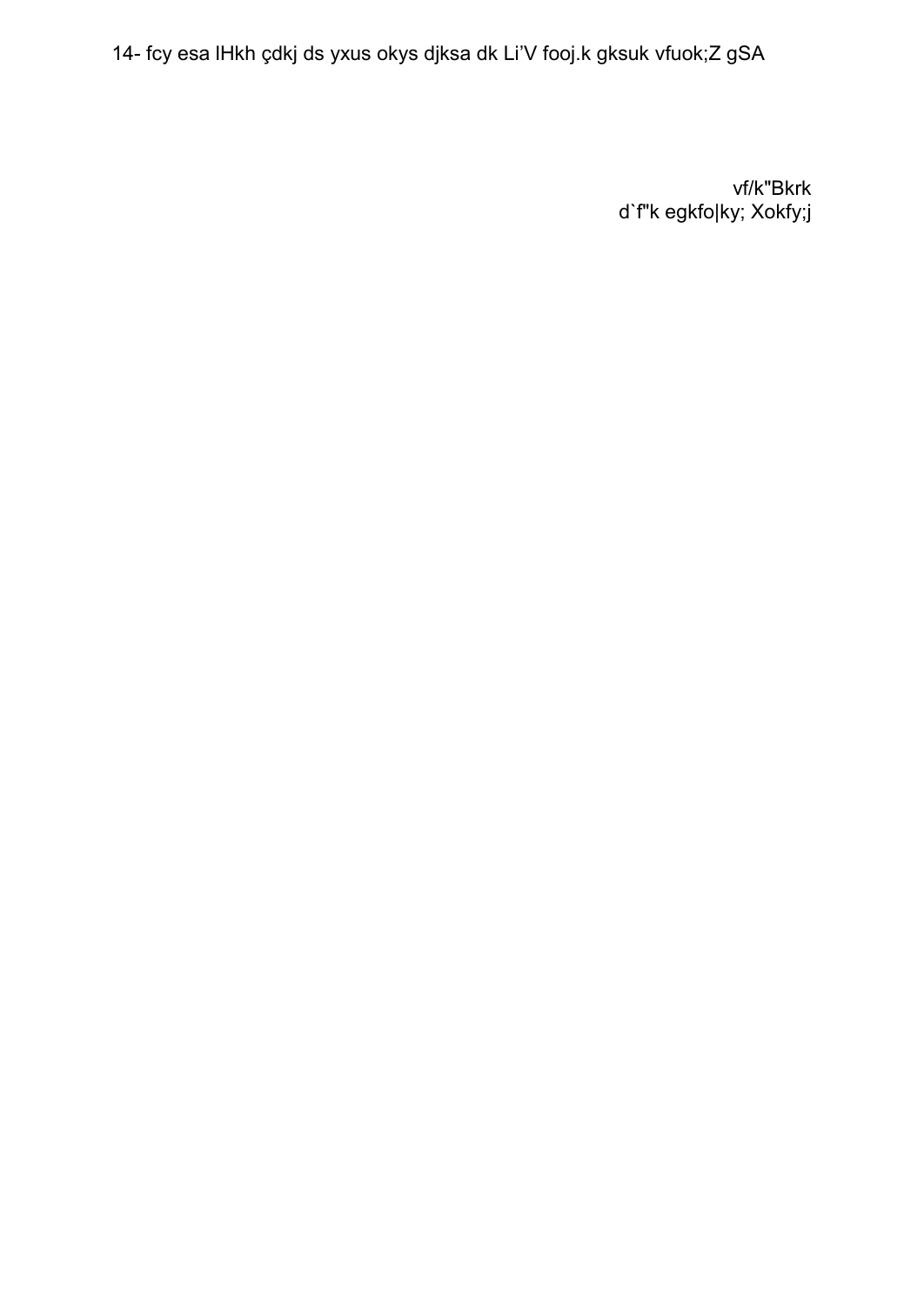14- fcy esa lHkh çdkj ds yxus okys djksa dk Li'V fooj.k gksuk vfuok;Z gSA

vf/k"Bkrk
d`f"k egkfo|ky; Xokfy;j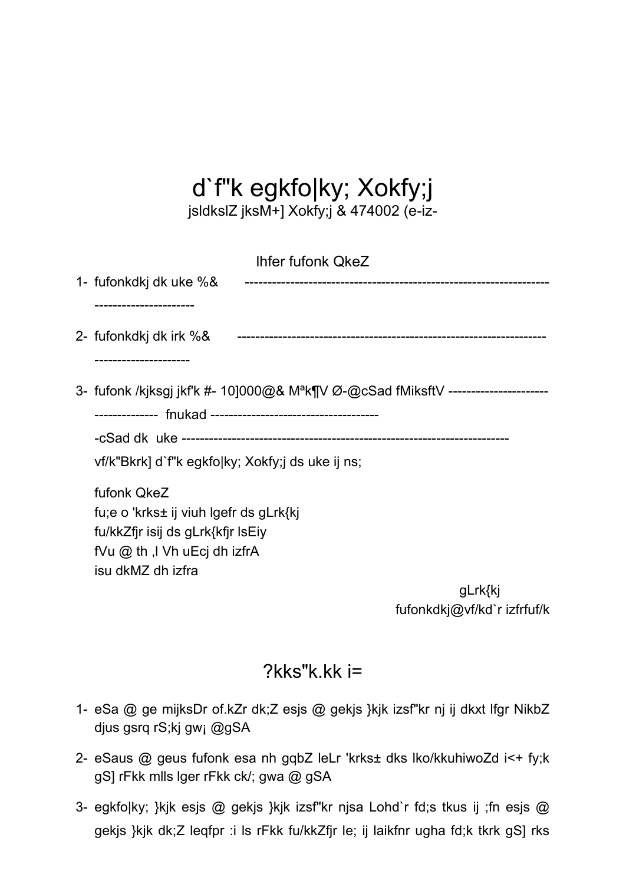# d`f"k egkfo|ky; Xokfy;j

jsldkslZ jksM+] Xokfy;j & 474002 (e-iz-

lhfer fufonk QkeZ

1- fufonkdkj dk uke %& ------------------------------------------------------------------ ---------------------

2- fufonkdkj dk irk %& ------------------------------------------------------------------ ---------------------

3- fufonk /kjksgj jkf'k #- 10]000@& Mªk¶V Ø-@cSad fMiksftV ---------------------- -------------- fnukad -------------------------------------

-cSad dk uke -----------------------------------------------------------------------

vf/k"Bkrk] d`f"k egkfo|ky; Xokfy;j ds uke ij ns;

fufonk QkeZ
fu;e o 'krks± ij viuh lgefr ds gLrk{kj
fu/kkZfjr isij ds gLrk{kfjr lsEiy
fVu @ th ,l Vh uEcj dh izfrA
isu dkMZ dh izfra

gLrk{kj
fufonkdkj@vf/kd`r izfrfuf/k

## ?kks"k.kk i=

1- eSa @ ge mijksDr of.kZr dk;Z esjs @ gekjs }kjk izsf"kr nj ij dkxt lfgr NikbZ djus gsrq rS;kj gw¡ @gSA

2- eSaus @ geus fufonk esa nh gqbZ leLr 'krks± dks lko/kkuhiwoZd i<+ fy;k gS] rFkk mlls lger rFkk ck/; gwa @ gSA

3- egkfo|ky; }kjk esjs @ gekjs }kjk izsf"kr njsa Lohd`r fd;s tkus ij ;fn esjs @ gekjs }kjk dk;Z leqfpr :i ls rFkk fu/kkZfjr le; ij laikfnr ugha fd;k tkrk gS] rks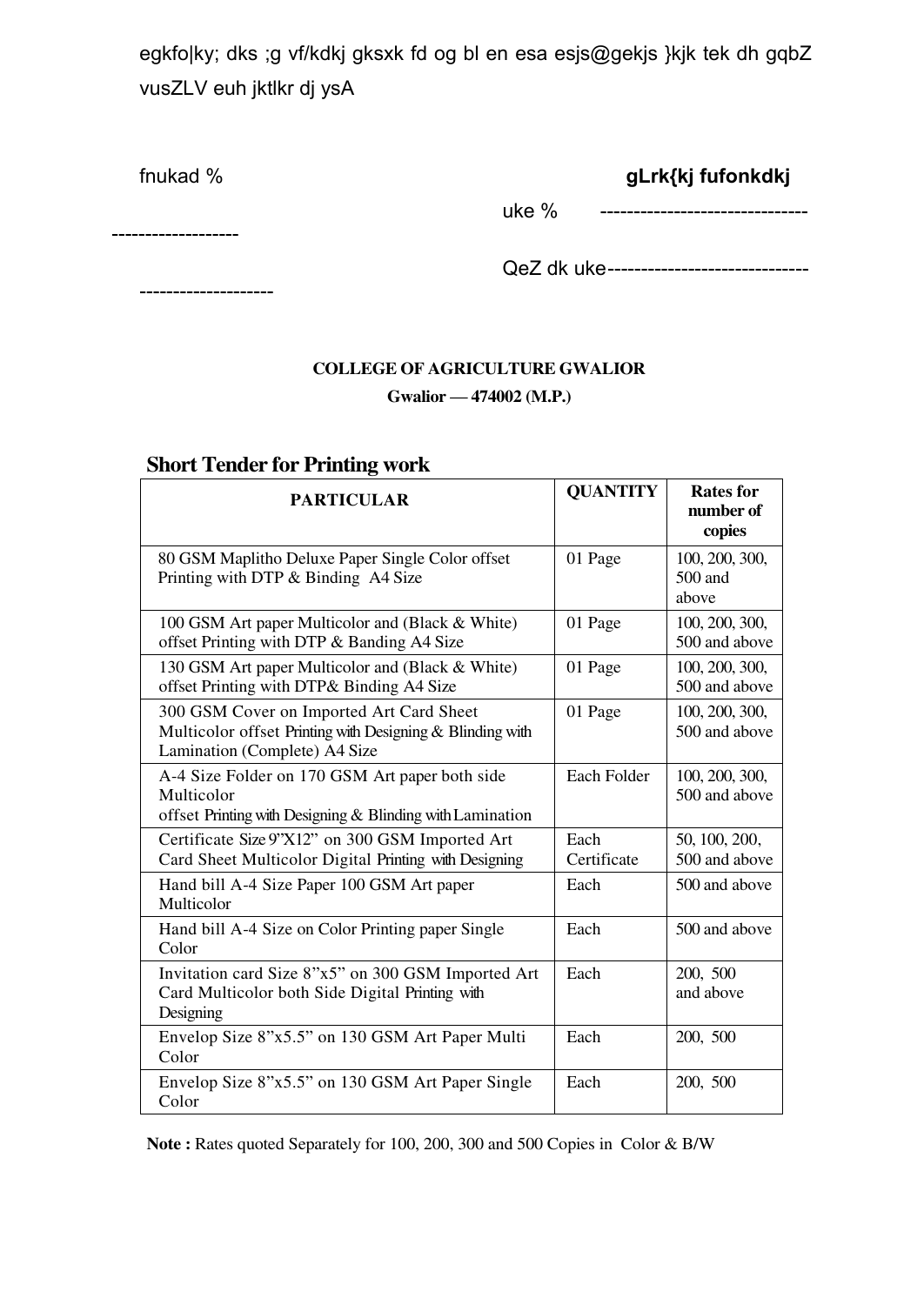egkfo|ky; dks ;g vf/kdkj gksxk fd og bl en esa esjs@gekjs }kjk tek dh gqbZ vusZLV euh jktlkr dj ysA

fnukad %                                                                 **gLrk{kj fufonkdkj**

uke % -------------------------------------------------

QeZ dk uke-----------------------------------------------

**COLLEGE OF AGRICULTURE GWALIOR**

**Gwalior — 474002 (M.P.)**

## Short Tender for Printing work

| PARTICULAR | QUANTITY | Rates for number of copies |
|---|---|---|
| 80 GSM Maplitho Deluxe Paper Single Color offset Printing with DTP & Binding A4 Size | 01 Page | 100, 200, 300, 500 and above |
| 100 GSM Art paper Multicolor and (Black & White) offset Printing with DTP & Banding A4 Size | 01 Page | 100, 200, 300, 500 and above |
| 130 GSM Art paper Multicolor and (Black & White) offset Printing with DTP& Binding A4 Size | 01 Page | 100, 200, 300, 500 and above |
| 300 GSM Cover on Imported Art Card Sheet Multicolor offset Printing with Designing & Blinding with Lamination (Complete) A4 Size | 01 Page | 100, 200, 300, 500 and above |
| A-4 Size Folder on 170 GSM Art paper both side Multicolor offset Printing with Designing & Blinding with Lamination | Each Folder | 100, 200, 300, 500 and above |
| Certificate Size 9"X12" on 300 GSM Imported Art Card Sheet Multicolor Digital Printing with Designing | Each Certificate | 50, 100, 200, 500 and above |
| Hand bill A-4 Size Paper 100 GSM Art paper Multicolor | Each | 500 and above |
| Hand bill A-4 Size on Color Printing paper Single Color | Each | 500 and above |
| Invitation card Size 8"x5" on 300 GSM Imported Art Card Multicolor both Side Digital Printing with Designing | Each | 200, 500 and above |
| Envelop Size 8"x5.5" on 130 GSM Art Paper Multi Color | Each | 200, 500 |
| Envelop Size 8"x5.5" on 130 GSM Art Paper Single Color | Each | 200, 500 |

**Note :** Rates quoted Separately for 100, 200, 300 and 500 Copies in Color & B/W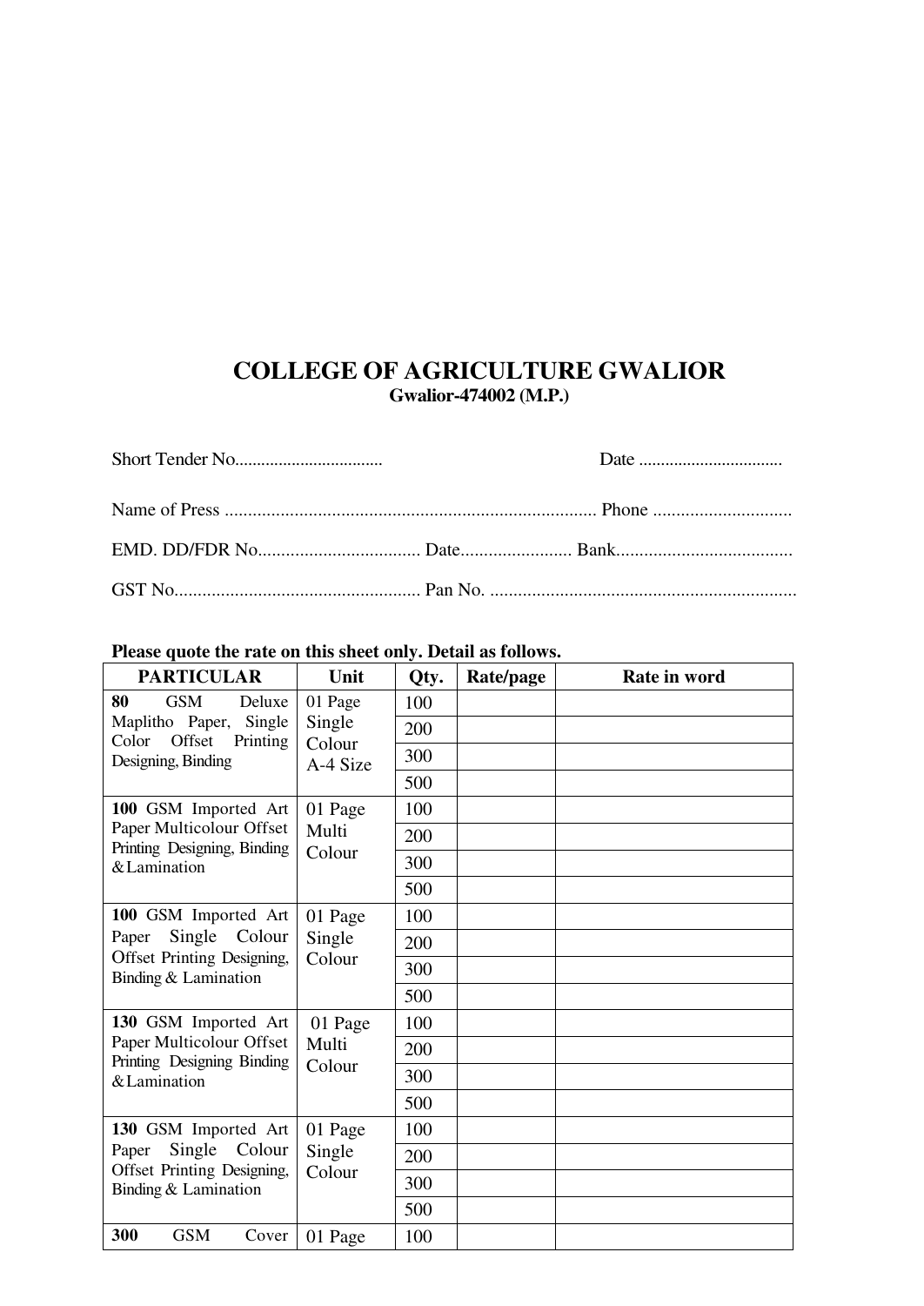# COLLEGE OF AGRICULTURE GWALIOR

**Gwalior-474002 (M.P.)**

Short Tender No................................. Date ................................

Name of Press ............................................................................... Phone .............................

EMD. DD/FDR No.................................. Date....................... Bank.....................................

GST No.................................................... Pan No. .................................................................

**Please quote the rate on this sheet only. Detail as follows.**

| PARTICULAR | Unit | Qty. | Rate/page | Rate in word |
|---|---|---|---|---|
| **80** GSM Deluxe Maplitho Paper, Single Color Offset Printing Designing, Binding | 01 Page Single Colour A-4 Size | 100 | | |
| | | 200 | | |
| | | 300 | | |
| | | 500 | | |
| **100** GSM Imported Art Paper Multicolour Offset Printing Designing, Binding & Lamination | 01 Page Multi Colour | 100 | | |
| | | 200 | | |
| | | 300 | | |
| | | 500 | | |
| **100** GSM Imported Art Paper Single Colour Offset Printing Designing, Binding & Lamination | 01 Page Single Colour | 100 | | |
| | | 200 | | |
| | | 300 | | |
| | | 500 | | |
| **130** GSM Imported Art Paper Multicolour Offset Printing Designing Binding & Lamination | 01 Page Multi Colour | 100 | | |
| | | 200 | | |
| | | 300 | | |
| | | 500 | | |
| **130** GSM Imported Art Paper Single Colour Offset Printing Designing, Binding & Lamination | 01 Page Single Colour | 100 | | |
| | | 200 | | |
| | | 300 | | |
| | | 500 | | |
| **300** GSM Cover | 01 Page | 100 | | |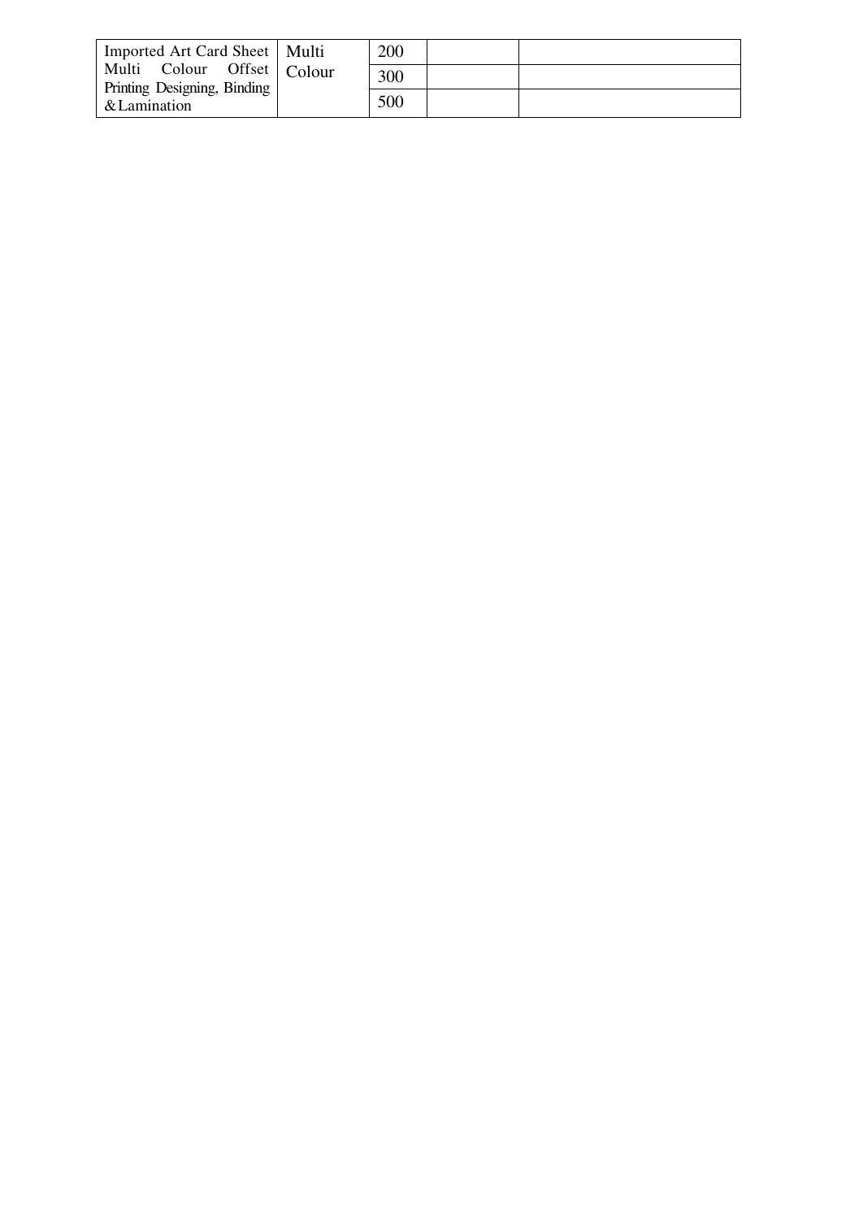| Imported Art Card Sheet Multi Colour Offset Printing Designing, Binding & Lamination | Multi Colour | 200 | | |
|---|---|---|---|---|
| | | 300 | | |
| | | 500 | | |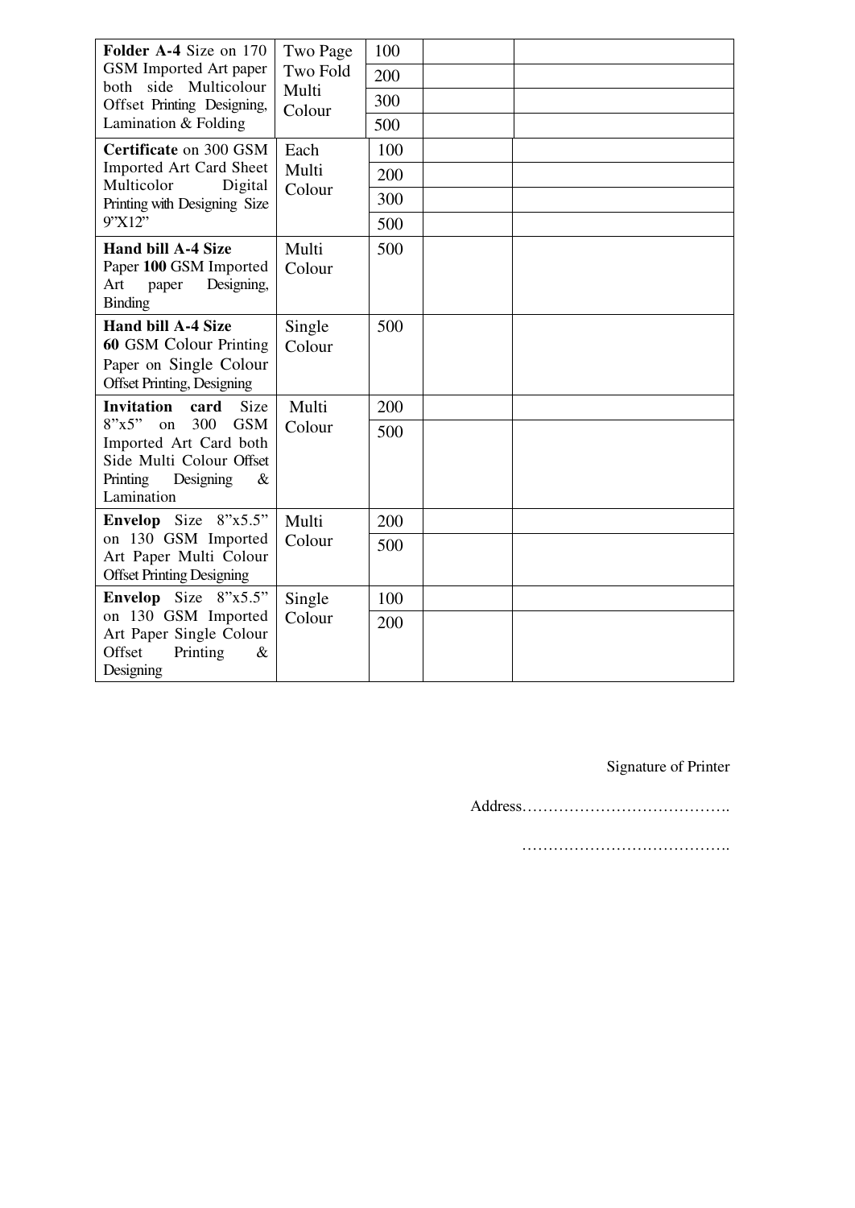| | | | | |
|---|---|---|---|---|
| **Folder A-4** Size on 170 GSM Imported Art paper both side Multicolour Offset Printing Designing, Lamination & Folding | Two Page Two Fold Multi Colour | 100 | | |
| | | 200 | | |
| | | 300 | | |
| | | 500 | | |
| **Certificate** on 300 GSM Imported Art Card Sheet Multicolor Digital Printing with Designing Size 9"X12" | Each Multi Colour | 100 | | |
| | | 200 | | |
| | | 300 | | |
| | | 500 | | |
| **Hand bill A-4 Size** Paper **100** GSM Imported Art paper Designing, Binding | Multi Colour | 500 | | |
| **Hand bill A-4 Size** **60** GSM Colour Printing Paper on Single Colour Offset Printing, Designing | Single Colour | 500 | | |
| **Invitation card** Size 8"x5" on 300 GSM Imported Art Card both Side Multi Colour Offset Printing Designing & Lamination | Multi Colour | 200 | | |
| | | 500 | | |
| **Envelop** Size 8"x5.5" on 130 GSM Imported Art Paper Multi Colour Offset Printing Designing | Multi Colour | 200 | | |
| | | 500 | | |
| **Envelop** Size 8"x5.5" on 130 GSM Imported Art Paper Single Colour Offset Printing & Designing | Single Colour | 100 | | |
| | | 200 | | |

Signature of Printer

Address………………………………….

………………………………….